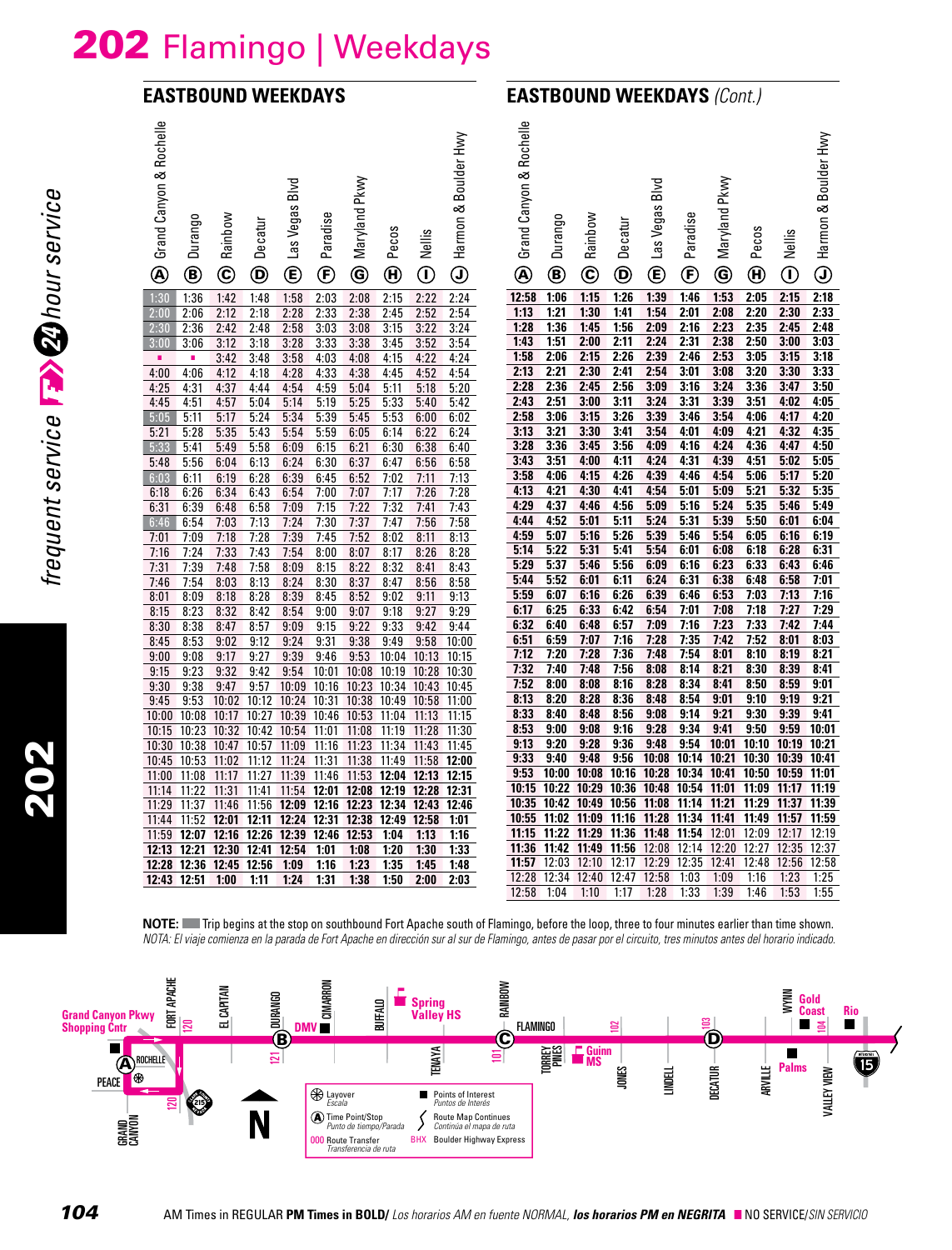# 202 Flamingo | Weekdays

## EASTBOUND WEEKDAYS

| Grand Canyon & Rochelle (A) | Durango (B) | Rainbow (C) | Decatur (D) | Las Vegas Blvd (E) | Paradise (F) | Maryland Pkwy (G) | Pecos (H) | Nellis (I) | Harmon & Boulder Hwy (J) |
|---|---|---|---|---|---|---|---|---|---|
| 1:30 | 1:36 | 1:42 | 1:48 | 1:58 | 2:03 | 2:08 | 2:15 | 2:22 | 2:24 |
| 2:00 | 2:06 | 2:12 | 2:18 | 2:28 | 2:33 | 2:38 | 2:45 | 2:52 | 2:54 |
| 2:30 | 2:36 | 2:42 | 2:48 | 2:58 | 3:03 | 3:08 | 3:15 | 3:22 | 3:24 |
| 3:00 | 3:06 | 3:12 | 3:18 | 3:28 | 3:33 | 3:38 | 3:45 | 3:52 | 3:54 |
| ■ | ■ | 3:42 | 3:48 | 3:58 | 4:03 | 4:08 | 4:15 | 4:22 | 4:24 |
| 4:00 | 4:06 | 4:12 | 4:18 | 4:28 | 4:33 | 4:38 | 4:45 | 4:52 | 4:54 |
| 4:25 | 4:31 | 4:37 | 4:44 | 4:54 | 4:59 | 5:04 | 5:11 | 5:18 | 5:20 |
| 4:45 | 4:51 | 4:57 | 5:04 | 5:14 | 5:19 | 5:25 | 5:33 | 5:40 | 5:42 |
| 5:05 | 5:11 | 5:17 | 5:24 | 5:34 | 5:39 | 5:45 | 5:53 | 6:00 | 6:02 |
| 5:21 | 5:28 | 5:35 | 5:43 | 5:54 | 5:59 | 6:05 | 6:14 | 6:22 | 6:24 |
| 5:33 | 5:41 | 5:49 | 5:58 | 6:09 | 6:15 | 6:21 | 6:30 | 6:38 | 6:40 |
| 5:48 | 5:56 | 6:04 | 6:13 | 6:24 | 6:30 | 6:37 | 6:47 | 6:56 | 6:58 |
| 6:03 | 6:11 | 6:19 | 6:28 | 6:39 | 6:45 | 6:52 | 7:02 | 7:11 | 7:13 |
| 6:18 | 6:26 | 6:34 | 6:43 | 6:54 | 7:00 | 7:07 | 7:17 | 7:26 | 7:28 |
| 6:31 | 6:39 | 6:48 | 6:58 | 7:09 | 7:15 | 7:22 | 7:32 | 7:41 | 7:43 |
| 6:46 | 6:54 | 7:03 | 7:13 | 7:24 | 7:30 | 7:37 | 7:47 | 7:56 | 7:58 |
| 7:01 | 7:09 | 7:18 | 7:28 | 7:39 | 7:45 | 7:52 | 8:02 | 8:11 | 8:13 |
| 7:16 | 7:24 | 7:33 | 7:43 | 7:54 | 8:00 | 8:07 | 8:17 | 8:26 | 8:28 |
| 7:31 | 7:39 | 7:48 | 7:58 | 8:09 | 8:15 | 8:22 | 8:32 | 8:41 | 8:43 |
| 7:46 | 7:54 | 8:03 | 8:13 | 8:24 | 8:30 | 8:37 | 8:47 | 8:56 | 8:58 |
| 8:01 | 8:09 | 8:18 | 8:28 | 8:39 | 8:45 | 8:52 | 9:02 | 9:11 | 9:13 |
| 8:15 | 8:23 | 8:32 | 8:42 | 8:54 | 9:00 | 9:07 | 9:18 | 9:27 | 9:29 |
| 8:30 | 8:38 | 8:47 | 8:57 | 9:09 | 9:15 | 9:22 | 9:33 | 9:42 | 9:44 |
| 8:45 | 8:53 | 9:02 | 9:12 | 9:24 | 9:31 | 9:38 | 9:49 | 9:58 | 10:00 |
| 9:00 | 9:08 | 9:17 | 9:27 | 9:39 | 9:46 | 9:53 | 10:04 | 10:13 | 10:15 |
| 9:15 | 9:23 | 9:32 | 9:42 | 9:54 | 10:01 | 10:08 | 10:19 | 10:28 | 10:30 |
| 9:30 | 9:38 | 9:47 | 9:57 | 10:09 | 10:16 | 10:23 | 10:34 | 10:43 | 10:45 |
| 9:45 | 9:53 | 10:02 | 10:12 | 10:24 | 10:31 | 10:38 | 10:49 | 10:58 | 11:00 |
| 10:00 | 10:08 | 10:17 | 10:27 | 10:39 | 10:46 | 10:53 | 11:04 | 11:13 | 11:15 |
| 10:15 | 10:23 | 10:32 | 10:42 | 10:54 | 11:01 | 11:08 | 11:19 | 11:28 | 11:30 |
| 10:30 | 10:38 | 10:47 | 10:57 | 11:09 | 11:16 | 11:23 | 11:34 | 11:43 | 11:45 |
| 10:45 | 10:53 | 11:02 | 11:12 | 11:24 | 11:31 | 11:38 | 11:49 | 11:58 | **12:00** |
| 11:00 | 11:08 | 11:17 | 11:27 | 11:39 | 11:46 | 11:53 | **12:04** | **12:13** | **12:15** |
| 11:14 | 11:22 | 11:31 | 11:41 | 11:54 | **12:01** | **12:08** | **12:19** | **12:28** | **12:31** |
| 11:29 | 11:37 | 11:46 | 11:56 | **12:09** | **12:16** | **12:23** | **12:34** | **12:43** | **12:46** |
| 11:44 | 11:52 | **12:01** | **12:11** | **12:24** | **12:31** | **12:38** | **12:49** | **12:58** | **1:01** |
| 11:59 | **12:07** | **12:16** | **12:26** | **12:39** | **12:46** | **12:53** | **1:04** | **1:13** | **1:16** |
| **12:13** | **12:21** | **12:30** | **12:41** | **12:54** | **1:01** | **1:08** | **1:20** | **1:30** | **1:33** |
| **12:28** | **12:36** | **12:45** | **12:56** | **1:09** | **1:16** | **1:23** | **1:35** | **1:45** | **1:48** |
| **12:43** | **12:51** | **1:00** | **1:11** | **1:24** | **1:31** | **1:38** | **1:50** | **2:00** | **2:03** |
| **12:58** | **1:06** | **1:15** | **1:26** | **1:39** | **1:46** | **1:53** | **2:05** | **2:15** | **2:18** |
| **1:13** | **1:21** | **1:30** | **1:41** | **1:54** | **2:01** | **2:08** | **2:20** | **2:30** | **2:33** |
| **1:28** | **1:36** | **1:45** | **1:56** | **2:09** | **2:16** | **2:23** | **2:35** | **2:45** | **2:48** |
| **1:43** | **1:51** | **2:00** | **2:11** | **2:24** | **2:31** | **2:38** | **2:50** | **3:00** | **3:03** |
| **1:58** | **2:06** | **2:15** | **2:26** | **2:39** | **2:46** | **2:53** | **3:05** | **3:15** | **3:18** |
| **2:13** | **2:21** | **2:30** | **2:41** | **2:54** | **3:01** | **3:08** | **3:20** | **3:30** | **3:33** |
| **2:28** | **2:36** | **2:45** | **2:56** | **3:09** | **3:16** | **3:24** | **3:36** | **3:47** | **3:50** |
| **2:43** | **2:51** | **3:00** | **3:11** | **3:24** | **3:31** | **3:39** | **3:51** | **4:02** | **4:05** |
| **2:58** | **3:06** | **3:15** | **3:26** | **3:39** | **3:46** | **3:54** | **4:06** | **4:17** | **4:20** |
| **3:13** | **3:21** | **3:30** | **3:41** | **3:54** | **4:01** | **4:09** | **4:21** | **4:32** | **4:35** |
| **3:28** | **3:36** | **3:45** | **3:56** | **4:09** | **4:16** | **4:24** | **4:36** | **4:47** | **4:50** |
| **3:43** | **3:51** | **4:00** | **4:11** | **4:24** | **4:31** | **4:39** | **4:51** | **5:02** | **5:05** |
| **3:58** | **4:06** | **4:15** | **4:26** | **4:39** | **4:46** | **4:54** | **5:06** | **5:17** | **5:20** |
| **4:13** | **4:21** | **4:30** | **4:41** | **4:54** | **5:01** | **5:09** | **5:21** | **5:32** | **5:35** |
| **4:29** | **4:37** | **4:46** | **4:56** | **5:09** | **5:16** | **5:24** | **5:35** | **5:46** | **5:49** |
| **4:44** | **4:52** | **5:01** | **5:11** | **5:24** | **5:31** | **5:39** | **5:50** | **6:01** | **6:04** |
| **4:59** | **5:07** | **5:16** | **5:26** | **5:39** | **5:46** | **5:54** | **6:05** | **6:16** | **6:19** |
| **5:14** | **5:22** | **5:31** | **5:41** | **5:54** | **6:01** | **6:08** | **6:18** | **6:28** | **6:31** |
| **5:29** | **5:37** | **5:46** | **5:56** | **6:09** | **6:16** | **6:23** | **6:33** | **6:43** | **6:46** |
| **5:44** | **5:52** | **6:01** | **6:11** | **6:24** | **6:31** | **6:38** | **6:48** | **6:58** | **7:01** |
| **5:59** | **6:07** | **6:16** | **6:26** | **6:39** | **6:46** | **6:53** | **7:03** | **7:13** | **7:16** |
| **6:17** | **6:25** | **6:33** | **6:42** | **6:54** | **7:01** | **7:08** | **7:18** | **7:27** | **7:29** |
| **6:32** | **6:40** | **6:48** | **6:57** | **7:09** | **7:16** | **7:23** | **7:33** | **7:42** | **7:44** |
| **6:51** | **6:59** | **7:07** | **7:16** | **7:28** | **7:35** | **7:42** | **7:52** | **8:01** | **8:03** |
| **7:12** | **7:20** | **7:28** | **7:36** | **7:48** | **7:54** | **8:01** | **8:10** | **8:19** | **8:21** |
| **7:32** | **7:40** | **7:48** | **7:56** | **8:08** | **8:14** | **8:21** | **8:30** | **8:39** | **8:41** |
| **7:52** | **8:00** | **8:08** | **8:16** | **8:28** | **8:34** | **8:41** | **8:50** | **8:59** | **9:01** |
| **8:13** | **8:20** | **8:28** | **8:36** | **8:48** | **8:54** | **9:01** | **9:10** | **9:19** | **9:21** |
| **8:33** | **8:40** | **8:48** | **8:56** | **9:08** | **9:14** | **9:21** | **9:30** | **9:39** | **9:41** |
| **8:53** | **9:00** | **9:08** | **9:16** | **9:28** | **9:34** | **9:41** | **9:50** | **9:59** | **10:01** |
| **9:13** | **9:20** | **9:28** | **9:36** | **9:48** | **9:54** | **10:01** | **10:10** | **10:19** | **10:21** |
| **9:33** | **9:40** | **9:48** | **9:56** | **10:08** | **10:14** | **10:21** | **10:30** | **10:39** | **10:41** |
| **9:53** | **10:00** | **10:08** | **10:16** | **10:28** | **10:34** | **10:41** | **10:50** | **10:59** | **11:01** |
| **10:15** | **10:22** | **10:29** | **10:36** | **10:48** | **10:54** | **11:01** | **11:09** | **11:17** | **11:19** |
| **10:35** | **10:42** | **10:49** | **10:56** | **11:08** | **11:14** | **11:21** | **11:29** | **11:37** | **11:39** |
| **10:55** | **11:02** | **11:09** | **11:16** | **11:28** | **11:34** | **11:41** | **11:49** | **11:57** | **11:59** |
| **11:15** | **11:22** | **11:29** | **11:36** | **11:48** | **11:54** | 12:01 | 12:09 | 12:17 | 12:19 |
| **11:36** | **11:42** | **11:49** | **11:56** | 12:08 | 12:14 | 12:20 | 12:27 | 12:35 | 12:37 |
| **11:57** | 12:03 | 12:10 | 12:17 | 12:29 | 12:35 | 12:41 | 12:48 | 12:56 | 12:58 |
| 12:28 | 12:34 | 12:40 | 12:47 | 12:58 | 1:03 | 1:09 | 1:16 | 1:23 | 1:25 |
| 12:58 | 1:04 | 1:10 | 1:17 | 1:28 | 1:33 | 1:39 | 1:46 | 1:53 | 1:55 |

**NOTE:** ■ Trip begins at the stop on southbound Fort Apache south of Flamingo, before the loop, three to four minutes earlier than time shown.
*NOTA: El viaje comienza en la parada de Fort Apache en dirección sur al sur de Flamingo, antes de pasar por el circuito, tres minutos antes del horario indicado.*

Legend: Layover / *Escala*; (A) Time Point/Stop / *Punto de tiempo/Parada*; 000 Route Transfer / *Transferencia de ruta*; ■ Points of Interest / *Puntos de Interés*; Route Map Continues / *Continúa el mapa de ruta*; BHX Boulder Highway Express

AM Times in REGULAR **PM Times in BOLD**/ *Los horarios AM en fuente NORMAL,* ***los horarios PM en NEGRITA*** ■ NO SERVICE/*SIN SERVICIO*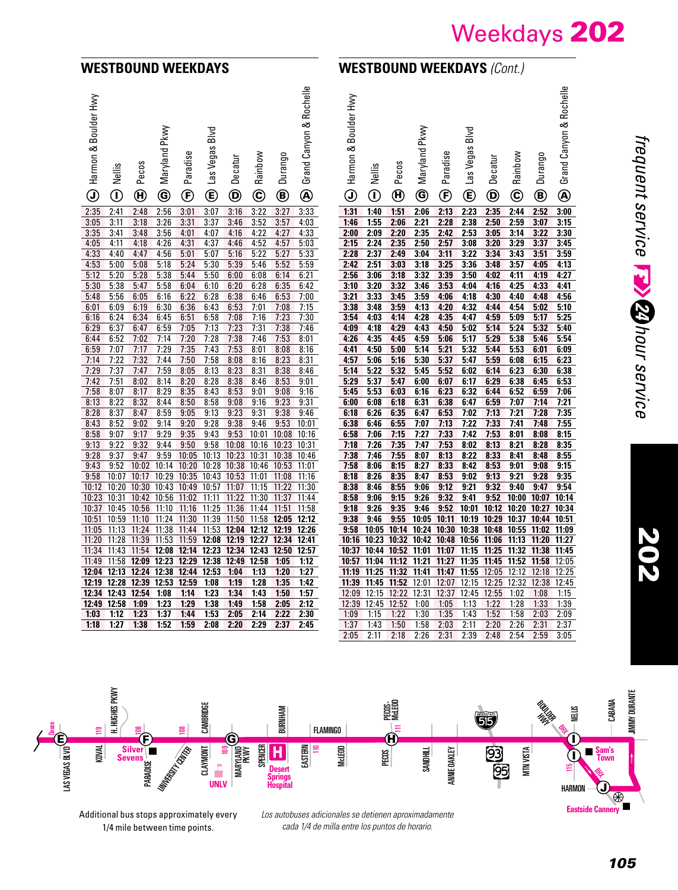# Weekdays 202

## WESTBOUND WEEKDAYS

| Harmon & Boulder Hwy (J) | Nellis (I) | Pecos (H) | Maryland Pkwy (G) | Paradise (F) | Las Vegas Blvd (E) | Decatur (D) | Rainbow (C) | Durango (B) | Grand Canyon & Rochelle (A) |
|---|---|---|---|---|---|---|---|---|---|
| 2:35 | 2:41 | 2:48 | 2:56 | 3:01 | 3:07 | 3:16 | 3:22 | 3:27 | 3:33 |
| 3:05 | 3:11 | 3:18 | 3:26 | 3:31 | 3:37 | 3:46 | 3:52 | 3:57 | 4:03 |
| 3:35 | 3:41 | 3:48 | 3:56 | 4:01 | 4:07 | 4:16 | 4:22 | 4:27 | 4:33 |
| 4:05 | 4:11 | 4:18 | 4:26 | 4:31 | 4:37 | 4:46 | 4:52 | 4:57 | 5:03 |
| 4:33 | 4:40 | 4:47 | 4:56 | 5:01 | 5:07 | 5:16 | 5:22 | 5:27 | 5:33 |
| 4:53 | 5:00 | 5:08 | 5:18 | 5:24 | 5:30 | 5:39 | 5:46 | 5:52 | 5:59 |
| 5:12 | 5:20 | 5:28 | 5:38 | 5:44 | 5:50 | 6:00 | 6:08 | 6:14 | 6:21 |
| 5:30 | 5:38 | 5:47 | 5:58 | 6:04 | 6:10 | 6:20 | 6:28 | 6:35 | 6:42 |
| 5:48 | 5:56 | 6:05 | 6:16 | 6:22 | 6:28 | 6:38 | 6:46 | 6:53 | 7:00 |
| 6:01 | 6:09 | 6:19 | 6:30 | 6:36 | 6:43 | 6:53 | 7:01 | 7:08 | 7:15 |
| 6:16 | 6:24 | 6:34 | 6:45 | 6:51 | 6:58 | 7:08 | 7:16 | 7:23 | 7:30 |
| 6:29 | 6:37 | 6:47 | 6:59 | 7:05 | 7:13 | 7:23 | 7:31 | 7:38 | 7:46 |
| 6:44 | 6:52 | 7:02 | 7:14 | 7:20 | 7:28 | 7:38 | 7:46 | 7:53 | 8:01 |
| 6:59 | 7:07 | 7:17 | 7:29 | 7:35 | 7:43 | 7:53 | 8:01 | 8:08 | 8:16 |
| 7:14 | 7:22 | 7:32 | 7:44 | 7:50 | 7:58 | 8:08 | 8:16 | 8:23 | 8:31 |
| 7:29 | 7:37 | 7:47 | 7:59 | 8:05 | 8:13 | 8:23 | 8:31 | 8:38 | 8:46 |
| 7:42 | 7:51 | 8:02 | 8:14 | 8:20 | 8:28 | 8:38 | 8:46 | 8:53 | 9:01 |
| 7:58 | 8:07 | 8:17 | 8:29 | 8:35 | 8:43 | 8:53 | 9:01 | 9:08 | 9:16 |
| 8:13 | 8:22 | 8:32 | 8:44 | 8:50 | 8:58 | 9:08 | 9:16 | 9:23 | 9:31 |
| 8:28 | 8:37 | 8:47 | 8:59 | 9:05 | 9:13 | 9:23 | 9:31 | 9:38 | 9:46 |
| 8:43 | 8:52 | 9:02 | 9:14 | 9:20 | 9:28 | 9:38 | 9:46 | 9:53 | 10:01 |
| 8:58 | 9:07 | 9:17 | 9:29 | 9:35 | 9:43 | 9:53 | 10:01 | 10:08 | 10:16 |
| 9:13 | 9:22 | 9:32 | 9:44 | 9:50 | 9:58 | 10:08 | 10:16 | 10:23 | 10:31 |
| 9:28 | 9:37 | 9:47 | 9:59 | 10:05 | 10:13 | 10:23 | 10:31 | 10:38 | 10:46 |
| 9:43 | 9:52 | 10:02 | 10:14 | 10:20 | 10:28 | 10:38 | 10:46 | 10:53 | 11:01 |
| 9:58 | 10:07 | 10:17 | 10:29 | 10:35 | 10:43 | 10:53 | 11:01 | 11:08 | 11:16 |
| 10:12 | 10:20 | 10:30 | 10:43 | 10:49 | 10:57 | 11:07 | 11:15 | 11:22 | 11:30 |
| 10:23 | 10:31 | 10:42 | 10:56 | 11:02 | 11:11 | 11:22 | 11:30 | 11:37 | 11:44 |
| 10:37 | 10:45 | 10:56 | 11:10 | 11:16 | 11:25 | 11:36 | 11:44 | 11:51 | 11:58 |
| 10:51 | 10:59 | 11:10 | 11:24 | 11:30 | 11:39 | 11:50 | 11:58 | **12:05** | **12:12** |
| 11:05 | 11:13 | 11:24 | 11:38 | 11:44 | 11:53 | **12:04** | **12:12** | **12:19** | **12:26** |
| 11:20 | 11:28 | 11:39 | 11:53 | 11:59 | **12:08** | **12:19** | **12:27** | **12:34** | **12:41** |
| 11:34 | 11:43 | 11:54 | **12:08** | **12:14** | **12:23** | **12:34** | **12:43** | **12:50** | **12:57** |
| 11:49 | 11:58 | **12:09** | **12:23** | **12:29** | **12:38** | **12:49** | **12:58** | **1:05** | **1:12** |
| **12:04** | **12:13** | **12:24** | **12:38** | **12:44** | **12:53** | **1:04** | **1:13** | **1:20** | **1:27** |
| **12:19** | **12:28** | **12:39** | **12:53** | **12:59** | **1:08** | **1:19** | **1:28** | **1:35** | **1:42** |
| **12:34** | **12:43** | **12:54** | **1:08** | **1:14** | **1:23** | **1:34** | **1:43** | **1:50** | **1:57** |
| **12:49** | **12:58** | **1:09** | **1:23** | **1:29** | **1:38** | **1:49** | **1:58** | **2:05** | **2:12** |
| **1:03** | **1:12** | **1:23** | **1:37** | **1:44** | **1:53** | **2:05** | **2:14** | **2:22** | **2:30** |
| **1:18** | **1:27** | **1:38** | **1:52** | **1:59** | **2:08** | **2:20** | **2:29** | **2:37** | **2:45** |

## WESTBOUND WEEKDAYS *(Cont.)*

| Harmon & Boulder Hwy (J) | Nellis (I) | Pecos (H) | Maryland Pkwy (G) | Paradise (F) | Las Vegas Blvd (E) | Decatur (D) | Rainbow (C) | Durango (B) | Grand Canyon & Rochelle (A) |
|---|---|---|---|---|---|---|---|---|---|
| **1:31** | **1:40** | **1:51** | **2:06** | **2:13** | **2:23** | **2:35** | **2:44** | **2:52** | **3:00** |
| **1:46** | **1:55** | **2:06** | **2:21** | **2:28** | **2:38** | **2:50** | **2:59** | **3:07** | **3:15** |
| **2:00** | **2:09** | **2:20** | **2:35** | **2:42** | **2:53** | **3:05** | **3:14** | **3:22** | **3:30** |
| **2:15** | **2:24** | **2:35** | **2:50** | **2:57** | **3:08** | **3:20** | **3:29** | **3:37** | **3:45** |
| **2:28** | **2:37** | **2:49** | **3:04** | **3:11** | **3:22** | **3:34** | **3:43** | **3:51** | **3:59** |
| **2:42** | **2:51** | **3:03** | **3:18** | **3:25** | **3:36** | **3:48** | **3:57** | **4:05** | **4:13** |
| **2:56** | **3:06** | **3:18** | **3:32** | **3:39** | **3:50** | **4:02** | **4:11** | **4:19** | **4:27** |
| **3:10** | **3:20** | **3:32** | **3:46** | **3:53** | **4:04** | **4:16** | **4:25** | **4:33** | **4:41** |
| **3:21** | **3:33** | **3:45** | **3:59** | **4:06** | **4:18** | **4:30** | **4:40** | **4:48** | **4:56** |
| **3:38** | **3:48** | **3:59** | **4:13** | **4:20** | **4:32** | **4:44** | **4:54** | **5:02** | **5:10** |
| **3:54** | **4:03** | **4:14** | **4:28** | **4:35** | **4:47** | **4:59** | **5:09** | **5:17** | **5:25** |
| **4:09** | **4:18** | **4:29** | **4:43** | **4:50** | **5:02** | **5:14** | **5:24** | **5:32** | **5:40** |
| **4:26** | **4:35** | **4:45** | **4:59** | **5:06** | **5:17** | **5:29** | **5:38** | **5:46** | **5:54** |
| **4:41** | **4:50** | **5:00** | **5:14** | **5:21** | **5:32** | **5:44** | **5:53** | **6:01** | **6:09** |
| **4:57** | **5:06** | **5:16** | **5:30** | **5:37** | **5:47** | **5:59** | **6:08** | **6:15** | **6:23** |
| **5:14** | **5:22** | **5:32** | **5:45** | **5:52** | **6:02** | **6:14** | **6:23** | **6:30** | **6:38** |
| **5:29** | **5:37** | **5:47** | **6:00** | **6:07** | **6:17** | **6:29** | **6:38** | **6:45** | **6:53** |
| **5:45** | **5:53** | **6:03** | **6:16** | **6:23** | **6:32** | **6:44** | **6:52** | **6:59** | **7:06** |
| **6:00** | **6:08** | **6:18** | **6:31** | **6:38** | **6:47** | **6:59** | **7:07** | **7:14** | **7:21** |
| **6:18** | **6:26** | **6:35** | **6:47** | **6:53** | **7:02** | **7:13** | **7:21** | **7:28** | **7:35** |
| **6:38** | **6:46** | **6:55** | **7:07** | **7:13** | **7:22** | **7:33** | **7:41** | **7:48** | **7:55** |
| **6:58** | **7:06** | **7:15** | **7:27** | **7:33** | **7:42** | **7:53** | **8:01** | **8:08** | **8:15** |
| **7:18** | **7:26** | **7:35** | **7:47** | **7:53** | **8:02** | **8:13** | **8:21** | **8:28** | **8:35** |
| **7:38** | **7:46** | **7:55** | **8:07** | **8:13** | **8:22** | **8:33** | **8:41** | **8:48** | **8:55** |
| **7:58** | **8:06** | **8:15** | **8:27** | **8:33** | **8:42** | **8:53** | **9:01** | **9:08** | **9:15** |
| **8:18** | **8:26** | **8:35** | **8:47** | **8:53** | **9:02** | **9:13** | **9:21** | **9:28** | **9:35** |
| **8:38** | **8:46** | **8:55** | **9:06** | **9:12** | **9:21** | **9:32** | **9:40** | **9:47** | **9:54** |
| **8:58** | **9:06** | **9:15** | **9:26** | **9:32** | **9:41** | **9:52** | **10:00** | **10:07** | **10:14** |
| **9:18** | **9:26** | **9:35** | **9:46** | **9:52** | **10:01** | **10:12** | **10:20** | **10:27** | **10:34** |
| **9:38** | **9:46** | **9:55** | **10:05** | **10:11** | **10:19** | **10:29** | **10:37** | **10:44** | **10:51** |
| **9:58** | **10:05** | **10:14** | **10:24** | **10:30** | **10:38** | **10:48** | **10:55** | **11:02** | **11:09** |
| **10:16** | **10:23** | **10:32** | **10:42** | **10:48** | **10:56** | **11:06** | **11:13** | **11:20** | **11:27** |
| **10:37** | **10:44** | **10:52** | **11:01** | **11:07** | **11:15** | **11:25** | **11:32** | **11:38** | **11:45** |
| **10:57** | **11:04** | **11:12** | **11:21** | **11:27** | **11:35** | **11:45** | **11:52** | **11:58** | 12:05 |
| **11:19** | **11:25** | **11:32** | **11:41** | **11:47** | **11:55** | 12:05 | 12:12 | 12:18 | 12:25 |
| **11:39** | **11:45** | **11:52** | 12:01 | 12:07 | 12:15 | 12:25 | 12:32 | 12:38 | 12:45 |
| 12:09 | 12:15 | 12:22 | 12:31 | 12:37 | 12:45 | 12:55 | 1:02 | 1:08 | 1:15 |
| 12:39 | 12:45 | 12:52 | 1:00 | 1:05 | 1:13 | 1:22 | 1:28 | 1:33 | 1:39 |
| 1:09 | 1:15 | 1:22 | 1:30 | 1:35 | 1:43 | 1:52 | 1:58 | 2:03 | 2:09 |
| 1:37 | 1:43 | 1:50 | 1:58 | 2:03 | 2:11 | 2:20 | 2:26 | 2:31 | 2:37 |
| 2:05 | 2:11 | 2:18 | 2:26 | 2:31 | 2:39 | 2:48 | 2:54 | 2:59 | 3:05 |

*frequent service* 24 *hour service*

Additional bus stops approximately every 1/4 mile between time points.

*Los autobuses adicionales se detienen aproximadamente cada 1/4 de milla entre los puntos de horario.*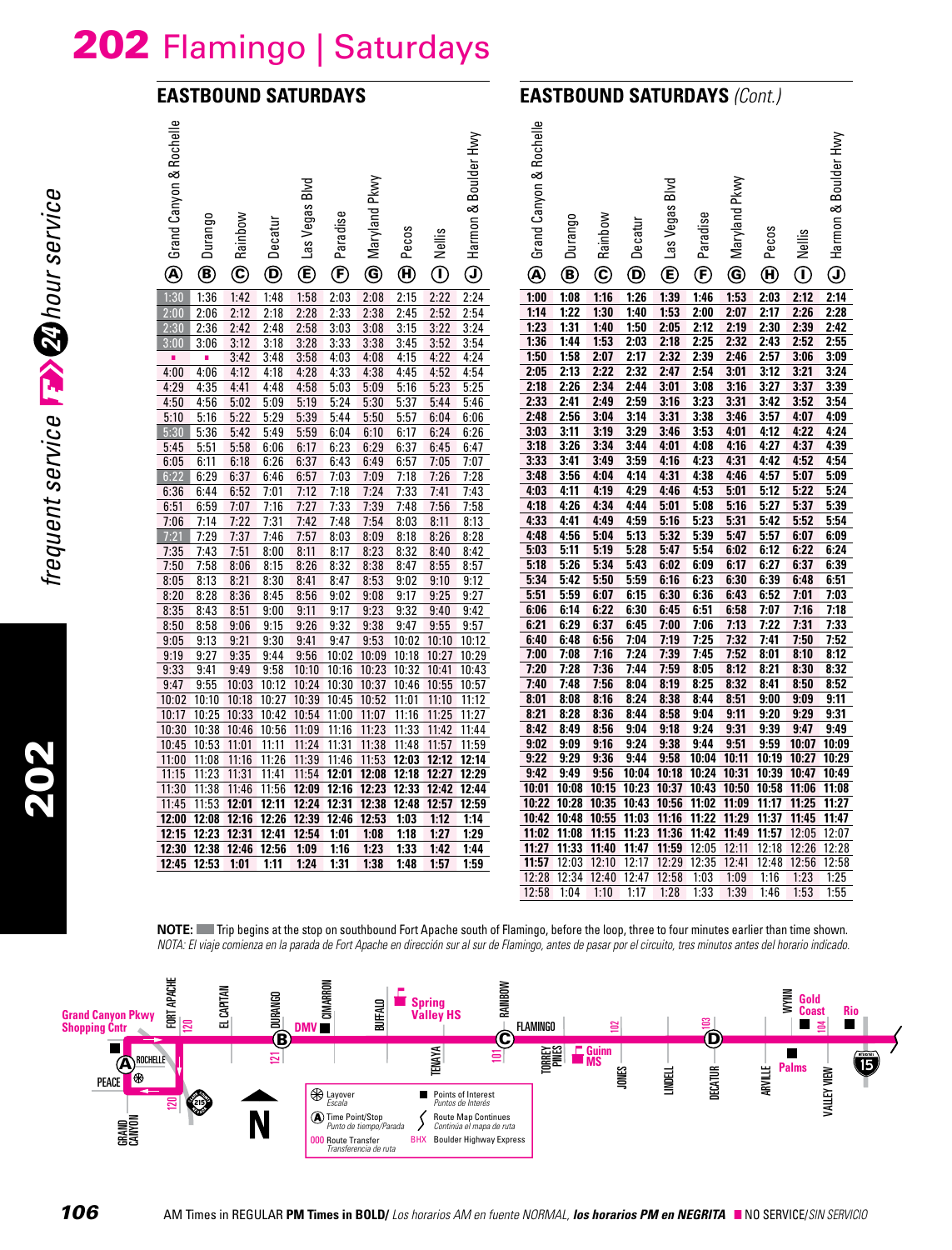# 202 Flamingo | Saturdays

## EASTBOUND SATURDAYS

| Grand Canyon & Rochelle (A) | Durango (B) | Rainbow (C) | Decatur (D) | Las Vegas Blvd (E) | Paradise (F) | Maryland Pkwy (G) | Pecos (H) | Nellis (I) | Harmon & Boulder Hwy (J) |
|---|---|---|---|---|---|---|---|---|---|
| 1:30 | 1:36 | 1:42 | 1:48 | 1:58 | 2:03 | 2:08 | 2:15 | 2:22 | 2:24 |
| 2:00 | 2:06 | 2:12 | 2:18 | 2:28 | 2:33 | 2:38 | 2:45 | 2:52 | 2:54 |
| 2:30 | 2:36 | 2:42 | 2:48 | 2:58 | 3:03 | 3:08 | 3:15 | 3:22 | 3:24 |
| 3:00 | 3:06 | 3:12 | 3:18 | 3:28 | 3:33 | 3:38 | 3:45 | 3:52 | 3:54 |
| ▪ | ▪ | 3:42 | 3:48 | 3:58 | 4:03 | 4:08 | 4:15 | 4:22 | 4:24 |
| 4:00 | 4:06 | 4:12 | 4:18 | 4:28 | 4:33 | 4:38 | 4:45 | 4:52 | 4:54 |
| 4:29 | 4:35 | 4:41 | 4:48 | 4:58 | 5:03 | 5:09 | 5:16 | 5:23 | 5:25 |
| 4:50 | 4:56 | 5:02 | 5:09 | 5:19 | 5:24 | 5:30 | 5:37 | 5:44 | 5:46 |
| 5:10 | 5:16 | 5:22 | 5:29 | 5:39 | 5:44 | 5:50 | 5:57 | 6:04 | 6:06 |
| 5:30 | 5:36 | 5:42 | 5:49 | 5:59 | 6:04 | 6:10 | 6:17 | 6:24 | 6:26 |
| 5:45 | 5:51 | 5:58 | 6:06 | 6:17 | 6:23 | 6:29 | 6:37 | 6:45 | 6:47 |
| 6:05 | 6:11 | 6:18 | 6:26 | 6:37 | 6:43 | 6:49 | 6:57 | 7:05 | 7:07 |
| 6:22 | 6:29 | 6:37 | 6:46 | 6:57 | 7:03 | 7:09 | 7:18 | 7:26 | 7:28 |
| 6:36 | 6:44 | 6:52 | 7:01 | 7:12 | 7:18 | 7:24 | 7:33 | 7:41 | 7:43 |
| 6:51 | 6:59 | 7:07 | 7:16 | 7:27 | 7:33 | 7:39 | 7:48 | 7:56 | 7:58 |
| 7:06 | 7:14 | 7:22 | 7:31 | 7:42 | 7:48 | 7:54 | 8:03 | 8:11 | 8:13 |
| 7:21 | 7:29 | 7:37 | 7:46 | 7:57 | 8:03 | 8:09 | 8:18 | 8:26 | 8:28 |
| 7:35 | 7:43 | 7:51 | 8:00 | 8:11 | 8:17 | 8:23 | 8:32 | 8:40 | 8:42 |
| 7:50 | 7:58 | 8:06 | 8:15 | 8:26 | 8:32 | 8:38 | 8:47 | 8:55 | 8:57 |
| 8:05 | 8:13 | 8:21 | 8:30 | 8:41 | 8:47 | 8:53 | 9:02 | 9:10 | 9:12 |
| 8:20 | 8:28 | 8:36 | 8:45 | 8:56 | 9:02 | 9:08 | 9:17 | 9:25 | 9:27 |
| 8:35 | 8:43 | 8:51 | 9:00 | 9:11 | 9:17 | 9:23 | 9:32 | 9:40 | 9:42 |
| 8:50 | 8:58 | 9:06 | 9:15 | 9:26 | 9:32 | 9:38 | 9:47 | 9:55 | 9:57 |
| 9:05 | 9:13 | 9:21 | 9:30 | 9:41 | 9:47 | 9:53 | 10:02 | 10:10 | 10:12 |
| 9:19 | 9:27 | 9:35 | 9:44 | 9:56 | 10:02 | 10:09 | 10:18 | 10:27 | 10:29 |
| 9:33 | 9:41 | 9:49 | 9:58 | 10:10 | 10:16 | 10:23 | 10:32 | 10:41 | 10:43 |
| 9:47 | 9:55 | 10:03 | 10:12 | 10:24 | 10:30 | 10:37 | 10:46 | 10:55 | 10:57 |
| 10:02 | 10:10 | 10:18 | 10:27 | 10:39 | 10:45 | 10:52 | 11:01 | 11:10 | 11:12 |
| 10:17 | 10:25 | 10:33 | 10:42 | 10:54 | 11:00 | 11:07 | 11:16 | 11:25 | 11:27 |
| 10:30 | 10:38 | 10:46 | 10:56 | 11:09 | 11:16 | 11:23 | 11:33 | 11:42 | 11:44 |
| 10:45 | 10:53 | 11:01 | 11:11 | 11:24 | 11:31 | 11:38 | 11:48 | 11:57 | 11:59 |
| 11:00 | 11:08 | 11:16 | 11:26 | 11:39 | 11:46 | 11:53 | **12:03** | **12:12** | **12:14** |
| 11:15 | 11:23 | 11:31 | 11:41 | 11:54 | **12:01** | **12:08** | **12:18** | **12:27** | **12:29** |
| 11:30 | 11:38 | 11:46 | 11:56 | **12:09** | **12:16** | **12:23** | **12:33** | **12:42** | **12:44** |
| 11:45 | 11:53 | **12:01** | **12:11** | **12:24** | **12:31** | **12:38** | **12:48** | **12:57** | **12:59** |
| **12:00** | **12:08** | **12:16** | **12:26** | **12:39** | **12:46** | **12:53** | **1:03** | **1:12** | **1:14** |
| **12:15** | **12:23** | **12:31** | **12:41** | **12:54** | **1:01** | **1:08** | **1:18** | **1:27** | **1:29** |
| **12:30** | **12:38** | **12:46** | **12:56** | **1:09** | **1:16** | **1:23** | **1:33** | **1:42** | **1:44** |
| **12:45** | **12:53** | **1:01** | **1:11** | **1:24** | **1:31** | **1:38** | **1:48** | **1:57** | **1:59** |

## EASTBOUND SATURDAYS *(Cont.)*

| Grand Canyon & Rochelle (A) | Durango (B) | Rainbow (C) | Decatur (D) | Las Vegas Blvd (E) | Paradise (F) | Maryland Pkwy (G) | Pecos (H) | Nellis (I) | Harmon & Boulder Hwy (J) |
|---|---|---|---|---|---|---|---|---|---|
| **1:00** | **1:08** | **1:16** | **1:26** | **1:39** | **1:46** | **1:53** | **2:03** | **2:12** | **2:14** |
| **1:14** | **1:22** | **1:30** | **1:40** | **1:53** | **2:00** | **2:07** | **2:17** | **2:26** | **2:28** |
| **1:23** | **1:31** | **1:40** | **1:50** | **2:05** | **2:12** | **2:19** | **2:30** | **2:39** | **2:42** |
| **1:36** | **1:44** | **1:53** | **2:03** | **2:18** | **2:25** | **2:32** | **2:43** | **2:52** | **2:55** |
| **1:50** | **1:58** | **2:07** | **2:17** | **2:32** | **2:39** | **2:46** | **2:57** | **3:06** | **3:09** |
| **2:05** | **2:13** | **2:22** | **2:32** | **2:47** | **2:54** | **3:01** | **3:12** | **3:21** | **3:24** |
| **2:18** | **2:26** | **2:34** | **2:44** | **3:01** | **3:08** | **3:16** | **3:27** | **3:37** | **3:39** |
| **2:33** | **2:41** | **2:49** | **2:59** | **3:16** | **3:23** | **3:31** | **3:42** | **3:52** | **3:54** |
| **2:48** | **2:56** | **3:04** | **3:14** | **3:31** | **3:38** | **3:46** | **3:57** | **4:07** | **4:09** |
| **3:03** | **3:11** | **3:19** | **3:29** | **3:46** | **3:53** | **4:01** | **4:12** | **4:22** | **4:24** |
| **3:18** | **3:26** | **3:34** | **3:44** | **4:01** | **4:08** | **4:16** | **4:27** | **4:37** | **4:39** |
| **3:33** | **3:41** | **3:49** | **3:59** | **4:16** | **4:23** | **4:31** | **4:42** | **4:52** | **4:54** |
| **3:48** | **3:56** | **4:04** | **4:14** | **4:31** | **4:38** | **4:46** | **4:57** | **5:07** | **5:09** |
| **4:03** | **4:11** | **4:19** | **4:29** | **4:46** | **4:53** | **5:01** | **5:12** | **5:22** | **5:24** |
| **4:18** | **4:26** | **4:34** | **4:44** | **5:01** | **5:08** | **5:16** | **5:27** | **5:37** | **5:39** |
| **4:33** | **4:41** | **4:49** | **4:59** | **5:16** | **5:23** | **5:31** | **5:42** | **5:52** | **5:54** |
| **4:48** | **4:56** | **5:04** | **5:13** | **5:32** | **5:39** | **5:47** | **5:57** | **6:07** | **6:09** |
| **5:03** | **5:11** | **5:19** | **5:28** | **5:47** | **5:54** | **6:02** | **6:12** | **6:22** | **6:24** |
| **5:18** | **5:26** | **5:34** | **5:43** | **6:02** | **6:09** | **6:17** | **6:27** | **6:37** | **6:39** |
| **5:34** | **5:42** | **5:50** | **5:59** | **6:16** | **6:23** | **6:30** | **6:39** | **6:48** | **6:51** |
| **5:51** | **5:59** | **6:07** | **6:15** | **6:30** | **6:36** | **6:43** | **6:52** | **7:01** | **7:03** |
| **6:06** | **6:14** | **6:22** | **6:30** | **6:45** | **6:51** | **6:58** | **7:07** | **7:16** | **7:18** |
| **6:21** | **6:29** | **6:37** | **6:45** | **7:00** | **7:06** | **7:13** | **7:22** | **7:31** | **7:33** |
| **6:40** | **6:48** | **6:56** | **7:04** | **7:19** | **7:25** | **7:32** | **7:41** | **7:50** | **7:52** |
| **7:00** | **7:08** | **7:16** | **7:24** | **7:39** | **7:45** | **7:52** | **8:01** | **8:10** | **8:12** |
| **7:20** | **7:28** | **7:36** | **7:44** | **7:59** | **8:05** | **8:12** | **8:21** | **8:30** | **8:32** |
| **7:40** | **7:48** | **7:56** | **8:04** | **8:19** | **8:25** | **8:32** | **8:41** | **8:50** | **8:52** |
| **8:01** | **8:08** | **8:16** | **8:24** | **8:38** | **8:44** | **8:51** | **9:00** | **9:09** | **9:11** |
| **8:21** | **8:28** | **8:36** | **8:44** | **8:58** | **9:04** | **9:11** | **9:20** | **9:29** | **9:31** |
| **8:42** | **8:49** | **8:56** | **9:04** | **9:18** | **9:24** | **9:31** | **9:39** | **9:47** | **9:49** |
| **9:02** | **9:09** | **9:16** | **9:24** | **9:38** | **9:44** | **9:51** | **9:59** | **10:07** | **10:09** |
| **9:22** | **9:29** | **9:36** | **9:44** | **9:58** | **10:04** | **10:11** | **10:19** | **10:27** | **10:29** |
| **9:42** | **9:49** | **9:56** | **10:04** | **10:18** | **10:24** | **10:31** | **10:39** | **10:47** | **10:49** |
| **10:01** | **10:08** | **10:15** | **10:23** | **10:37** | **10:43** | **10:50** | **10:58** | **11:06** | **11:08** |
| **10:22** | **10:28** | **10:35** | **10:43** | **10:56** | **11:02** | **11:09** | **11:17** | **11:25** | **11:27** |
| **10:42** | **10:48** | **10:55** | **11:03** | **11:16** | **11:22** | **11:29** | **11:37** | **11:45** | **11:47** |
| **11:02** | **11:08** | **11:15** | **11:23** | **11:36** | **11:42** | **11:49** | **11:57** | 12:05 | 12:07 |
| **11:27** | **11:33** | **11:40** | **11:47** | **11:59** | 12:05 | 12:11 | 12:18 | 12:26 | 12:28 |
| **11:57** | 12:03 | 12:10 | 12:17 | 12:29 | 12:35 | 12:41 | 12:48 | 12:56 | 12:58 |
| 12:28 | 12:34 | 12:40 | 12:47 | 12:58 | 1:03 | 1:09 | 1:16 | 1:23 | 1:25 |
| 12:58 | 1:04 | 1:10 | 1:17 | 1:28 | 1:33 | 1:39 | 1:46 | 1:53 | 1:55 |

**NOTE:** ▪ Trip begins at the stop on southbound Fort Apache south of Flamingo, before the loop, three to four minutes earlier than time shown.
*NOTA: El viaje comienza en la parada de Fort Apache en dirección sur al sur de Flamingo, antes de pasar por el circuito, tres minutos antes del horario indicado.*

Grand Canyon Pkwy Shopping Cntr · Peace · Grand Canyon · Rochelle · Fort Apache · El Capitan · Durango · DMV · Cimarron · Buffalo · Spring Valley HS · Tenaya · Rainbow · Flamingo · Torrey Pines · Guinn MS · Jones · Lindell · Decatur · Arville · Palms · Wynn · Gold Coast · Valley View · Rio

Layover / *Escala* · Points of Interest / *Puntos de Interés* · Time Point/Stop / *Punto de tiempo/Parada* · Route Continues / *Continúa el mapa de ruta* · 000 Route Transfer / *Transferencia de ruta* · BHX Boulder Highway Express

frequent service 24 hour service

AM Times in REGULAR **PM Times in BOLD**/ *Los horarios AM en fuente NORMAL,* ***los horarios PM en NEGRITA*** ▪ NO SERVICE/*SIN SERVICIO*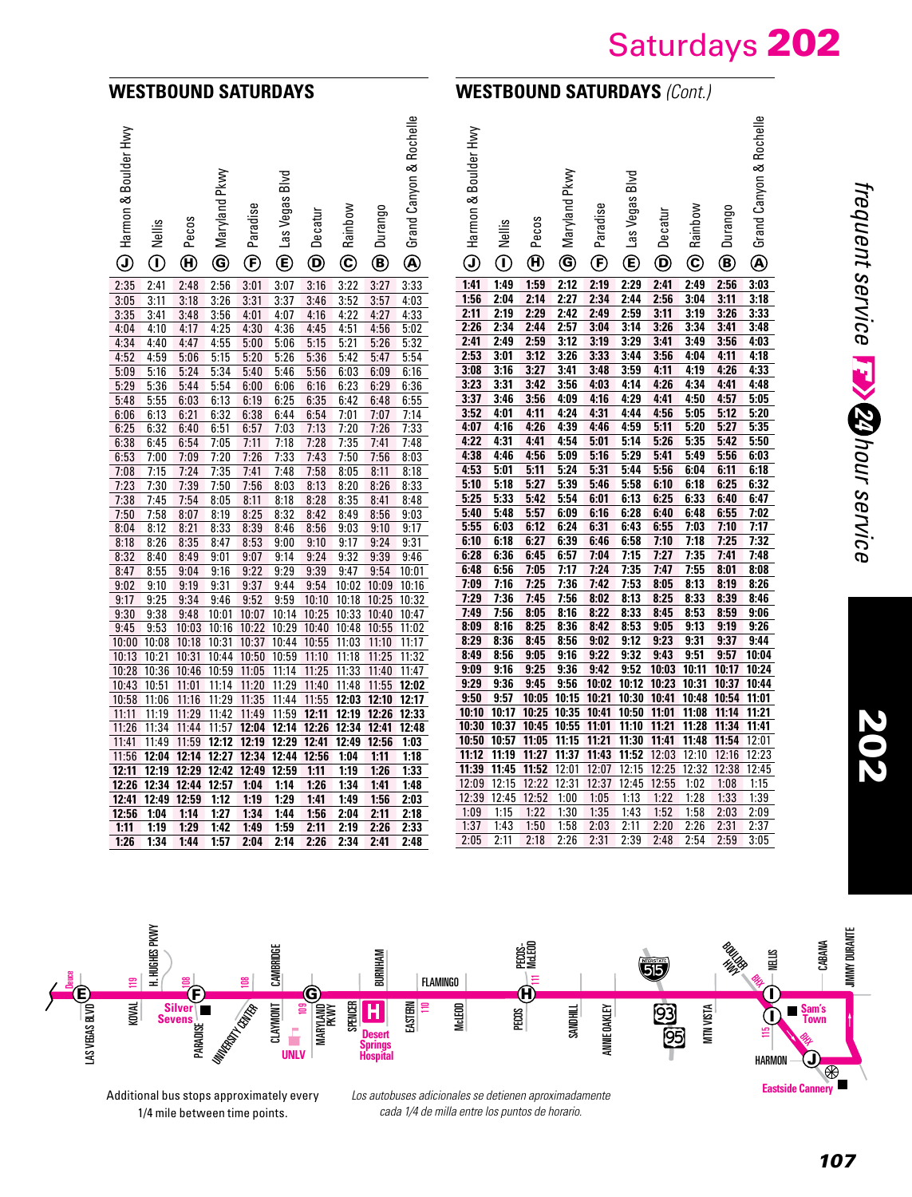# Saturdays 202

## WESTBOUND SATURDAYS

| Harmon & Boulder Hwy (J) | Nellis (I) | Pecos (H) | Maryland Pkwy (G) | Paradise (F) | Las Vegas Blvd (E) | Decatur (D) | Rainbow (C) | Durango (B) | Grand Canyon & Rochelle (A) |
|---|---|---|---|---|---|---|---|---|---|
| 2:35 | 2:41 | 2:48 | 2:56 | 3:01 | 3:07 | 3:16 | 3:22 | 3:27 | 3:33 |
| 3:05 | 3:11 | 3:18 | 3:26 | 3:31 | 3:37 | 3:46 | 3:52 | 3:57 | 4:03 |
| 3:35 | 3:41 | 3:48 | 3:56 | 4:01 | 4:07 | 4:16 | 4:22 | 4:27 | 4:33 |
| 4:04 | 4:10 | 4:17 | 4:25 | 4:30 | 4:36 | 4:45 | 4:51 | 4:56 | 5:02 |
| 4:34 | 4:40 | 4:47 | 4:55 | 5:00 | 5:06 | 5:15 | 5:21 | 5:26 | 5:32 |
| 4:52 | 4:59 | 5:06 | 5:15 | 5:20 | 5:26 | 5:36 | 5:42 | 5:47 | 5:54 |
| 5:09 | 5:16 | 5:24 | 5:34 | 5:40 | 5:46 | 5:56 | 6:03 | 6:09 | 6:16 |
| 5:29 | 5:36 | 5:44 | 5:54 | 6:00 | 6:06 | 6:16 | 6:23 | 6:29 | 6:36 |
| 5:48 | 5:55 | 6:03 | 6:13 | 6:19 | 6:25 | 6:35 | 6:42 | 6:48 | 6:55 |
| 6:06 | 6:13 | 6:21 | 6:32 | 6:38 | 6:44 | 6:54 | 7:01 | 7:07 | 7:14 |
| 6:25 | 6:32 | 6:40 | 6:51 | 6:57 | 7:03 | 7:13 | 7:20 | 7:26 | 7:33 |
| 6:38 | 6:45 | 6:54 | 7:05 | 7:11 | 7:18 | 7:28 | 7:35 | 7:41 | 7:48 |
| 6:53 | 7:00 | 7:09 | 7:20 | 7:26 | 7:33 | 7:43 | 7:50 | 7:56 | 8:03 |
| 7:08 | 7:15 | 7:24 | 7:35 | 7:41 | 7:48 | 7:58 | 8:05 | 8:11 | 8:18 |
| 7:23 | 7:30 | 7:39 | 7:50 | 7:56 | 8:03 | 8:13 | 8:20 | 8:26 | 8:33 |
| 7:38 | 7:45 | 7:54 | 8:05 | 8:11 | 8:18 | 8:28 | 8:35 | 8:41 | 8:48 |
| 7:50 | 7:58 | 8:07 | 8:19 | 8:25 | 8:32 | 8:42 | 8:49 | 8:56 | 9:03 |
| 8:04 | 8:12 | 8:21 | 8:33 | 8:39 | 8:46 | 8:56 | 9:03 | 9:10 | 9:17 |
| 8:18 | 8:26 | 8:35 | 8:47 | 8:53 | 9:00 | 9:10 | 9:17 | 9:24 | 9:31 |
| 8:32 | 8:40 | 8:49 | 9:01 | 9:07 | 9:14 | 9:24 | 9:32 | 9:39 | 9:46 |
| 8:47 | 8:55 | 9:04 | 9:16 | 9:22 | 9:29 | 9:39 | 9:47 | 9:54 | 10:01 |
| 9:02 | 9:10 | 9:19 | 9:31 | 9:37 | 9:44 | 9:54 | 10:02 | 10:09 | 10:16 |
| 9:17 | 9:25 | 9:34 | 9:46 | 9:52 | 9:59 | 10:10 | 10:18 | 10:25 | 10:32 |
| 9:30 | 9:38 | 9:48 | 10:01 | 10:07 | 10:14 | 10:25 | 10:33 | 10:40 | 10:47 |
| 9:45 | 9:53 | 10:03 | 10:16 | 10:22 | 10:29 | 10:40 | 10:48 | 10:55 | 11:02 |
| 10:00 | 10:08 | 10:18 | 10:31 | 10:37 | 10:44 | 10:55 | 11:03 | 11:10 | 11:17 |
| 10:13 | 10:21 | 10:31 | 10:44 | 10:50 | 10:59 | 11:10 | 11:18 | 11:25 | 11:32 |
| 10:28 | 10:36 | 10:46 | 10:59 | 11:05 | 11:14 | 11:25 | 11:33 | 11:40 | 11:47 |
| 10:43 | 10:51 | 11:01 | 11:14 | 11:20 | 11:29 | 11:40 | 11:48 | 11:55 | **12:02** |
| 10:58 | 11:06 | 11:16 | 11:29 | 11:35 | 11:44 | 11:55 | **12:03** | **12:10** | **12:17** |
| 11:11 | 11:19 | 11:29 | 11:42 | 11:49 | 11:59 | **12:11** | **12:19** | **12:26** | **12:33** |
| 11:26 | 11:34 | 11:44 | 11:57 | **12:04** | **12:14** | **12:26** | **12:34** | **12:41** | **12:48** |
| 11:41 | 11:49 | 11:59 | **12:12** | **12:19** | **12:29** | **12:41** | **12:49** | **12:56** | **1:03** |
| 11:56 | **12:04** | **12:14** | **12:27** | **12:34** | **12:44** | **12:56** | **1:04** | **1:11** | **1:18** |
| **12:11** | **12:19** | **12:29** | **12:42** | **12:49** | **12:59** | **1:11** | **1:19** | **1:26** | **1:33** |
| **12:26** | **12:34** | **12:44** | **12:57** | **1:04** | **1:14** | **1:26** | **1:34** | **1:41** | **1:48** |
| **12:41** | **12:49** | **12:59** | **1:12** | **1:19** | **1:29** | **1:41** | **1:49** | **1:56** | **2:03** |
| **12:56** | **1:04** | **1:14** | **1:27** | **1:34** | **1:44** | **1:56** | **2:04** | **2:11** | **2:18** |
| **1:11** | **1:19** | **1:29** | **1:42** | **1:49** | **1:59** | **2:11** | **2:19** | **2:26** | **2:33** |
| **1:26** | **1:34** | **1:44** | **1:57** | **2:04** | **2:14** | **2:26** | **2:34** | **2:41** | **2:48** |

## WESTBOUND SATURDAYS *(Cont.)*

| Harmon & Boulder Hwy (J) | Nellis (I) | Pecos (H) | Maryland Pkwy (G) | Paradise (F) | Las Vegas Blvd (E) | Decatur (D) | Rainbow (C) | Durango (B) | Grand Canyon & Rochelle (A) |
|---|---|---|---|---|---|---|---|---|---|
| **1:41** | **1:49** | **1:59** | **2:12** | **2:19** | **2:29** | **2:41** | **2:49** | **2:56** | **3:03** |
| **1:56** | **2:04** | **2:14** | **2:27** | **2:34** | **2:44** | **2:56** | **3:04** | **3:11** | **3:18** |
| **2:11** | **2:19** | **2:29** | **2:42** | **2:49** | **2:59** | **3:11** | **3:19** | **3:26** | **3:33** |
| **2:26** | **2:34** | **2:44** | **2:57** | **3:04** | **3:14** | **3:26** | **3:34** | **3:41** | **3:48** |
| **2:41** | **2:49** | **2:59** | **3:12** | **3:19** | **3:29** | **3:41** | **3:49** | **3:56** | **4:03** |
| **2:53** | **3:01** | **3:12** | **3:26** | **3:33** | **3:44** | **3:56** | **4:04** | **4:11** | **4:18** |
| **3:08** | **3:16** | **3:27** | **3:41** | **3:48** | **3:59** | **4:11** | **4:19** | **4:26** | **4:33** |
| **3:23** | **3:31** | **3:42** | **3:56** | **4:03** | **4:14** | **4:26** | **4:34** | **4:41** | **4:48** |
| **3:37** | **3:46** | **3:56** | **4:09** | **4:16** | **4:29** | **4:41** | **4:50** | **4:57** | **5:05** |
| **3:52** | **4:01** | **4:11** | **4:24** | **4:31** | **4:44** | **4:56** | **5:05** | **5:12** | **5:20** |
| **4:07** | **4:16** | **4:26** | **4:39** | **4:46** | **4:59** | **5:11** | **5:20** | **5:27** | **5:35** |
| **4:22** | **4:31** | **4:41** | **4:54** | **5:01** | **5:14** | **5:26** | **5:35** | **5:42** | **5:50** |
| **4:38** | **4:46** | **4:56** | **5:09** | **5:16** | **5:29** | **5:41** | **5:49** | **5:56** | **6:03** |
| **4:53** | **5:01** | **5:11** | **5:24** | **5:31** | **5:44** | **5:56** | **6:04** | **6:11** | **6:18** |
| **5:10** | **5:18** | **5:27** | **5:39** | **5:46** | **5:58** | **6:10** | **6:18** | **6:25** | **6:32** |
| **5:25** | **5:33** | **5:42** | **5:54** | **6:01** | **6:13** | **6:25** | **6:33** | **6:40** | **6:47** |
| **5:40** | **5:48** | **5:57** | **6:09** | **6:16** | **6:28** | **6:40** | **6:48** | **6:55** | **7:02** |
| **5:55** | **6:03** | **6:12** | **6:24** | **6:31** | **6:43** | **6:55** | **7:03** | **7:10** | **7:17** |
| **6:10** | **6:18** | **6:27** | **6:39** | **6:46** | **6:58** | **7:10** | **7:18** | **7:25** | **7:32** |
| **6:28** | **6:36** | **6:45** | **6:57** | **7:04** | **7:15** | **7:27** | **7:35** | **7:41** | **7:48** |
| **6:48** | **6:56** | **7:05** | **7:17** | **7:24** | **7:35** | **7:47** | **7:55** | **8:01** | **8:08** |
| **7:09** | **7:16** | **7:25** | **7:36** | **7:42** | **7:53** | **8:05** | **8:13** | **8:19** | **8:26** |
| **7:29** | **7:36** | **7:45** | **7:56** | **8:02** | **8:13** | **8:25** | **8:33** | **8:39** | **8:46** |
| **7:49** | **7:56** | **8:05** | **8:16** | **8:22** | **8:33** | **8:45** | **8:53** | **8:59** | **9:06** |
| **8:09** | **8:16** | **8:25** | **8:36** | **8:42** | **8:53** | **9:05** | **9:13** | **9:19** | **9:26** |
| **8:29** | **8:36** | **8:45** | **8:56** | **9:02** | **9:12** | **9:23** | **9:31** | **9:37** | **9:44** |
| **8:49** | **8:56** | **9:05** | **9:16** | **9:22** | **9:32** | **9:43** | **9:51** | **9:57** | **10:04** |
| **9:09** | **9:16** | **9:25** | **9:36** | **9:42** | **9:52** | **10:03** | **10:11** | **10:17** | **10:24** |
| **9:29** | **9:36** | **9:45** | **9:56** | **10:02** | **10:12** | **10:23** | **10:31** | **10:37** | **10:44** |
| **9:50** | **9:57** | **10:05** | **10:15** | **10:21** | **10:30** | **10:41** | **10:48** | **10:54** | **11:01** |
| **10:10** | **10:17** | **10:25** | **10:35** | **10:41** | **10:50** | **11:01** | **11:08** | **11:14** | **11:21** |
| **10:30** | **10:37** | **10:45** | **10:55** | **11:01** | **11:10** | **11:21** | **11:28** | **11:34** | **11:41** |
| **10:50** | **10:57** | **11:05** | **11:15** | **11:21** | **11:30** | **11:41** | **11:48** | **11:54** | 12:01 |
| **11:12** | **11:19** | **11:27** | **11:37** | **11:43** | **11:52** | 12:03 | 12:10 | 12:16 | 12:23 |
| **11:39** | **11:45** | **11:52** | 12:01 | 12:07 | 12:15 | 12:25 | 12:32 | 12:38 | 12:45 |
| 12:09 | 12:15 | 12:22 | 12:31 | 12:37 | 12:45 | 12:55 | 1:02 | 1:08 | 1:15 |
| 12:39 | 12:45 | 12:52 | 1:00 | 1:05 | 1:13 | 1:22 | 1:28 | 1:33 | 1:39 |
| 1:09 | 1:15 | 1:22 | 1:30 | 1:35 | 1:43 | 1:52 | 1:58 | 2:03 | 2:09 |
| 1:37 | 1:43 | 1:50 | 1:58 | 2:03 | 2:11 | 2:20 | 2:26 | 2:31 | 2:37 |
| 2:05 | 2:11 | 2:18 | 2:26 | 2:31 | 2:39 | 2:48 | 2:54 | 2:59 | 3:05 |

*frequent service* · *24 hour service*

Additional bus stops approximately every 1/4 mile between time points.

*Los autobuses adicionales se detienen aproximadamente cada 1/4 de milla entre los puntos de horario.*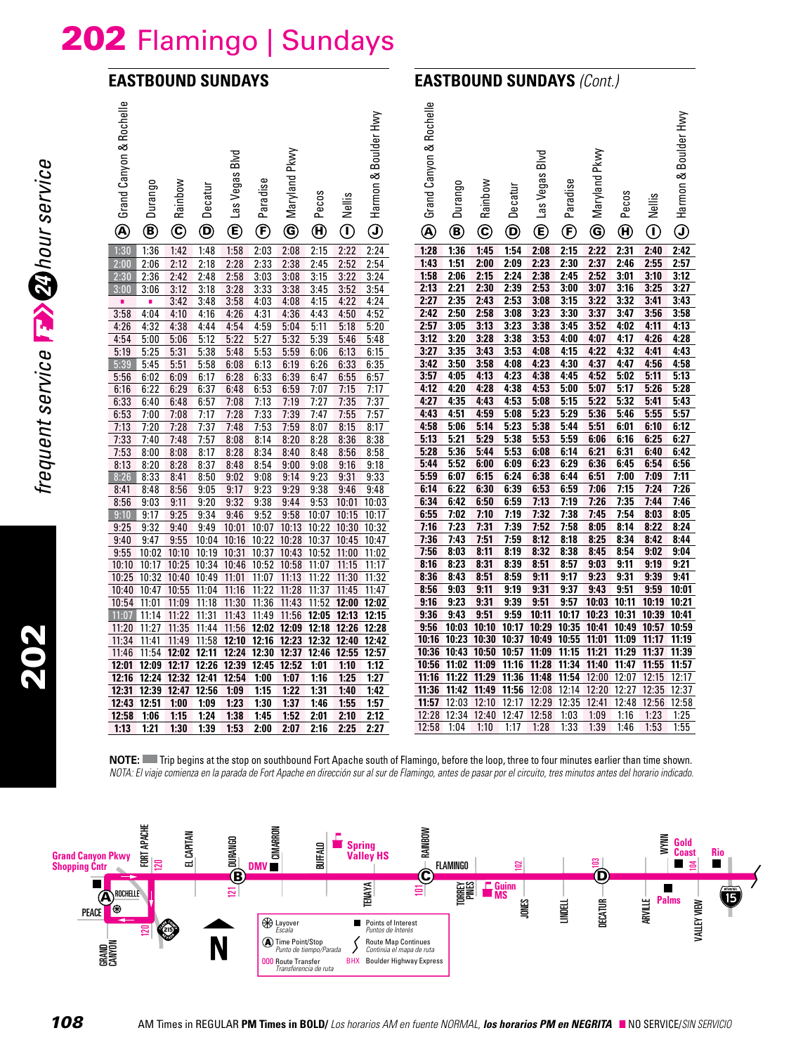# 202 Flamingo | Sundays

## EASTBOUND SUNDAYS

| Grand Canyon & Rochelle (A) | Durango (B) | Rainbow (C) | Decatur (D) | Las Vegas Blvd (E) | Paradise (F) | Maryland Pkwy (G) | Pecos (H) | Nellis (I) | Harmon & Boulder Hwy (J) |
|---|---|---|---|---|---|---|---|---|---|
| 1:30 | 1:36 | 1:42 | 1:48 | 1:58 | 2:03 | 2:08 | 2:15 | 2:22 | 2:24 |
| 2:00 | 2:06 | 2:12 | 2:18 | 2:28 | 2:33 | 2:38 | 2:45 | 2:52 | 2:54 |
| 2:30 | 2:36 | 2:42 | 2:48 | 2:58 | 3:03 | 3:08 | 3:15 | 3:22 | 3:24 |
| 3:00 | 3:06 | 3:12 | 3:18 | 3:28 | 3:33 | 3:38 | 3:45 | 3:52 | 3:54 |
| ■ | ■ | 3:42 | 3:48 | 3:58 | 4:03 | 4:08 | 4:15 | 4:22 | 4:24 |
| 3:58 | 4:04 | 4:10 | 4:16 | 4:26 | 4:31 | 4:36 | 4:43 | 4:50 | 4:52 |
| 4:26 | 4:32 | 4:38 | 4:44 | 4:54 | 4:59 | 5:04 | 5:11 | 5:18 | 5:20 |
| 4:54 | 5:00 | 5:06 | 5:12 | 5:22 | 5:27 | 5:32 | 5:39 | 5:46 | 5:48 |
| 5:19 | 5:25 | 5:31 | 5:38 | 5:48 | 5:53 | 5:59 | 6:06 | 6:13 | 6:15 |
| 5:39 | 5:45 | 5:51 | 5:58 | 6:08 | 6:13 | 6:19 | 6:26 | 6:33 | 6:35 |
| 5:56 | 6:02 | 6:09 | 6:17 | 6:28 | 6:33 | 6:39 | 6:47 | 6:55 | 6:57 |
| 6:16 | 6:22 | 6:29 | 6:37 | 6:48 | 6:53 | 6:59 | 7:07 | 7:15 | 7:17 |
| 6:33 | 6:40 | 6:48 | 6:57 | 7:08 | 7:13 | 7:19 | 7:27 | 7:35 | 7:37 |
| 6:53 | 7:00 | 7:08 | 7:17 | 7:28 | 7:33 | 7:39 | 7:47 | 7:55 | 7:57 |
| 7:13 | 7:20 | 7:28 | 7:37 | 7:48 | 7:53 | 7:59 | 8:07 | 8:15 | 8:17 |
| 7:33 | 7:40 | 7:48 | 7:57 | 8:08 | 8:14 | 8:20 | 8:28 | 8:36 | 8:38 |
| 7:53 | 8:00 | 8:08 | 8:17 | 8:28 | 8:34 | 8:40 | 8:48 | 8:56 | 8:58 |
| 8:13 | 8:20 | 8:28 | 8:37 | 8:48 | 8:54 | 9:00 | 9:08 | 9:16 | 9:18 |
| 8:26 | 8:33 | 8:41 | 8:50 | 9:02 | 9:08 | 9:14 | 9:23 | 9:31 | 9:33 |
| 8:41 | 8:48 | 8:56 | 9:05 | 9:17 | 9:23 | 9:29 | 9:38 | 9:46 | 9:48 |
| 8:56 | 9:03 | 9:11 | 9:20 | 9:32 | 9:38 | 9:44 | 9:53 | 10:01 | 10:03 |
| 9:10 | 9:17 | 9:25 | 9:34 | 9:46 | 9:52 | 9:58 | 10:07 | 10:15 | 10:17 |
| 9:25 | 9:32 | 9:40 | 9:49 | 10:01 | 10:07 | 10:13 | 10:22 | 10:30 | 10:32 |
| 9:40 | 9:47 | 9:55 | 10:04 | 10:16 | 10:22 | 10:28 | 10:37 | 10:45 | 10:47 |
| 9:55 | 10:02 | 10:10 | 10:19 | 10:31 | 10:37 | 10:43 | 10:52 | 11:00 | 11:02 |
| 10:10 | 10:17 | 10:25 | 10:34 | 10:46 | 10:52 | 10:58 | 11:07 | 11:15 | 11:17 |
| 10:25 | 10:32 | 10:40 | 10:49 | 11:01 | 11:07 | 11:13 | 11:22 | 11:30 | 11:32 |
| 10:40 | 10:47 | 10:55 | 11:04 | 11:16 | 11:22 | 11:28 | 11:37 | 11:45 | 11:47 |
| 10:54 | 11:01 | 11:09 | 11:18 | 11:30 | 11:36 | 11:43 | 11:52 | **12:00** | **12:02** |
| 11:07 | 11:14 | 11:22 | 11:31 | 11:43 | 11:49 | 11:56 | **12:05** | **12:13** | **12:15** |
| 11:20 | 11:27 | 11:35 | 11:44 | 11:56 | **12:02** | **12:09** | **12:18** | **12:26** | **12:28** |
| 11:34 | 11:41 | 11:49 | 11:58 | **12:10** | **12:16** | **12:23** | **12:32** | **12:40** | **12:42** |
| 11:46 | 11:54 | **12:02** | **12:11** | **12:24** | **12:30** | **12:37** | **12:46** | **12:55** | **12:57** |
| **12:01** | **12:09** | **12:17** | **12:26** | **12:39** | **12:45** | **12:52** | **1:01** | **1:10** | **1:12** |
| **12:16** | **12:24** | **12:32** | **12:41** | **12:54** | **1:00** | **1:07** | **1:16** | **1:25** | **1:27** |
| **12:31** | **12:39** | **12:47** | **12:56** | **1:09** | **1:15** | **1:22** | **1:31** | **1:40** | **1:42** |
| **12:43** | **12:51** | **1:00** | **1:09** | **1:23** | **1:30** | **1:37** | **1:46** | **1:55** | **1:57** |
| **12:58** | **1:06** | **1:15** | **1:24** | **1:38** | **1:45** | **1:52** | **2:01** | **2:10** | **2:12** |
| **1:13** | **1:21** | **1:30** | **1:39** | **1:53** | **2:00** | **2:07** | **2:16** | **2:25** | **2:27** |

## EASTBOUND SUNDAYS *(Cont.)*

| Grand Canyon & Rochelle (A) | Durango (B) | Rainbow (C) | Decatur (D) | Las Vegas Blvd (E) | Paradise (F) | Maryland Pkwy (G) | Pecos (H) | Nellis (I) | Harmon & Boulder Hwy (J) |
|---|---|---|---|---|---|---|---|---|---|
| **1:28** | **1:36** | **1:45** | **1:54** | **2:08** | **2:15** | **2:22** | **2:31** | **2:40** | **2:42** |
| **1:43** | **1:51** | **2:00** | **2:09** | **2:23** | **2:30** | **2:37** | **2:46** | **2:55** | **2:57** |
| **1:58** | **2:06** | **2:15** | **2:24** | **2:38** | **2:45** | **2:52** | **3:01** | **3:10** | **3:12** |
| **2:13** | **2:21** | **2:30** | **2:39** | **2:53** | **3:00** | **3:07** | **3:16** | **3:25** | **3:27** |
| **2:27** | **2:35** | **2:43** | **2:53** | **3:08** | **3:15** | **3:22** | **3:32** | **3:41** | **3:43** |
| **2:42** | **2:50** | **2:58** | **3:08** | **3:23** | **3:30** | **3:37** | **3:47** | **3:56** | **3:58** |
| **2:57** | **3:05** | **3:13** | **3:23** | **3:38** | **3:45** | **3:52** | **4:02** | **4:11** | **4:13** |
| **3:12** | **3:20** | **3:28** | **3:38** | **3:53** | **4:00** | **4:07** | **4:17** | **4:26** | **4:28** |
| **3:27** | **3:35** | **3:43** | **3:53** | **4:08** | **4:15** | **4:22** | **4:32** | **4:41** | **4:43** |
| **3:42** | **3:50** | **3:58** | **4:08** | **4:23** | **4:30** | **4:37** | **4:47** | **4:56** | **4:58** |
| **3:57** | **4:05** | **4:13** | **4:23** | **4:38** | **4:45** | **4:52** | **5:02** | **5:11** | **5:13** |
| **4:12** | **4:20** | **4:28** | **4:38** | **4:53** | **5:00** | **5:07** | **5:17** | **5:26** | **5:28** |
| **4:27** | **4:35** | **4:43** | **4:53** | **5:08** | **5:15** | **5:22** | **5:32** | **5:41** | **5:43** |
| **4:43** | **4:51** | **4:59** | **5:08** | **5:23** | **5:29** | **5:36** | **5:46** | **5:55** | **5:57** |
| **4:58** | **5:06** | **5:14** | **5:23** | **5:38** | **5:44** | **5:51** | **6:01** | **6:10** | **6:12** |
| **5:13** | **5:21** | **5:29** | **5:38** | **5:53** | **5:59** | **6:06** | **6:16** | **6:25** | **6:27** |
| **5:28** | **5:36** | **5:44** | **5:53** | **6:08** | **6:14** | **6:21** | **6:31** | **6:40** | **6:42** |
| **5:44** | **5:52** | **6:00** | **6:09** | **6:23** | **6:29** | **6:36** | **6:45** | **6:54** | **6:56** |
| **5:59** | **6:07** | **6:15** | **6:24** | **6:38** | **6:44** | **6:51** | **7:00** | **7:09** | **7:11** |
| **6:14** | **6:22** | **6:30** | **6:39** | **6:53** | **6:59** | **7:06** | **7:15** | **7:24** | **7:26** |
| **6:34** | **6:42** | **6:50** | **6:59** | **7:13** | **7:19** | **7:26** | **7:35** | **7:44** | **7:46** |
| **6:55** | **7:02** | **7:10** | **7:19** | **7:32** | **7:38** | **7:45** | **7:54** | **8:03** | **8:05** |
| **7:16** | **7:23** | **7:31** | **7:39** | **7:52** | **7:58** | **8:05** | **8:14** | **8:22** | **8:24** |
| **7:36** | **7:43** | **7:51** | **7:59** | **8:12** | **8:18** | **8:25** | **8:34** | **8:42** | **8:44** |
| **7:56** | **8:03** | **8:11** | **8:19** | **8:32** | **8:38** | **8:45** | **8:54** | **9:02** | **9:04** |
| **8:16** | **8:23** | **8:31** | **8:39** | **8:51** | **8:57** | **9:03** | **9:11** | **9:19** | **9:21** |
| **8:36** | **8:43** | **8:51** | **8:59** | **9:11** | **9:17** | **9:23** | **9:31** | **9:39** | **9:41** |
| **8:56** | **9:03** | **9:11** | **9:19** | **9:31** | **9:37** | **9:43** | **9:51** | **9:59** | **10:01** |
| **9:16** | **9:23** | **9:31** | **9:39** | **9:51** | **9:57** | **10:03** | **10:11** | **10:19** | **10:21** |
| **9:36** | **9:43** | **9:51** | **9:59** | **10:11** | **10:17** | **10:23** | **10:31** | **10:39** | **10:41** |
| **9:56** | **10:03** | **10:10** | **10:17** | **10:29** | **10:35** | **10:41** | **10:49** | **10:57** | **10:59** |
| **10:16** | **10:23** | **10:30** | **10:37** | **10:49** | **10:55** | **11:01** | **11:09** | **11:17** | **11:19** |
| **10:36** | **10:43** | **10:50** | **10:57** | **11:09** | **11:15** | **11:21** | **11:29** | **11:37** | **11:39** |
| **10:56** | **11:02** | **11:09** | **11:16** | **11:28** | **11:34** | **11:40** | **11:47** | **11:55** | **11:57** |
| **11:16** | **11:22** | **11:29** | **11:36** | **11:48** | **11:54** | 12:00 | 12:07 | 12:15 | 12:17 |
| **11:36** | **11:42** | **11:49** | **11:56** | 12:08 | 12:14 | 12:20 | 12:27 | 12:35 | 12:37 |
| **11:57** | 12:03 | 12:10 | 12:17 | 12:29 | 12:35 | 12:41 | 12:48 | 12:56 | 12:58 |
| 12:28 | 12:34 | 12:40 | 12:47 | 12:58 | 1:03 | 1:09 | 1:16 | 1:23 | 1:25 |
| 12:58 | 1:04 | 1:10 | 1:17 | 1:28 | 1:33 | 1:39 | 1:46 | 1:53 | 1:55 |

**NOTE:** ■ Trip begins at the stop on southbound Fort Apache south of Flamingo, before the loop, three to four minutes earlier than time shown.
*NOTA: El viaje comienza en la parada de Fort Apache en dirección sur al sur de Flamingo, antes de pasar por el circuito, tres minutos antes del horario indicado.*

Grand Canyon Pkwy Shopping Cntr · Fort Apache · El Capitan · Durango · DMV · Cimarron · Buffalo · Spring Valley HS · Tenaya · Rainbow · Flamingo · Torrey Pines · Guinn MS · Jones · Lindell · Decatur · Arville · Palms · Wynn · Gold Coast · Rio · Valley View · Peace · Rochelle · Grand Canyon

Layover / *Escala* · (A) Time Point/Stop / *Punto de tiempo/Parada* · 000 Route Transfer / *Transferencia de ruta* · ■ Points of Interest / *Puntos de Interés* · Route Map Continues / *Continúa el mapa de ruta* · BHX Boulder Highway Express

AM Times in REGULAR **PM Times in BOLD**/ *Los horarios AM en fuente NORMAL,* ***los horarios PM en NEGRITA*** ■ NO SERVICE/*SIN SERVICIO*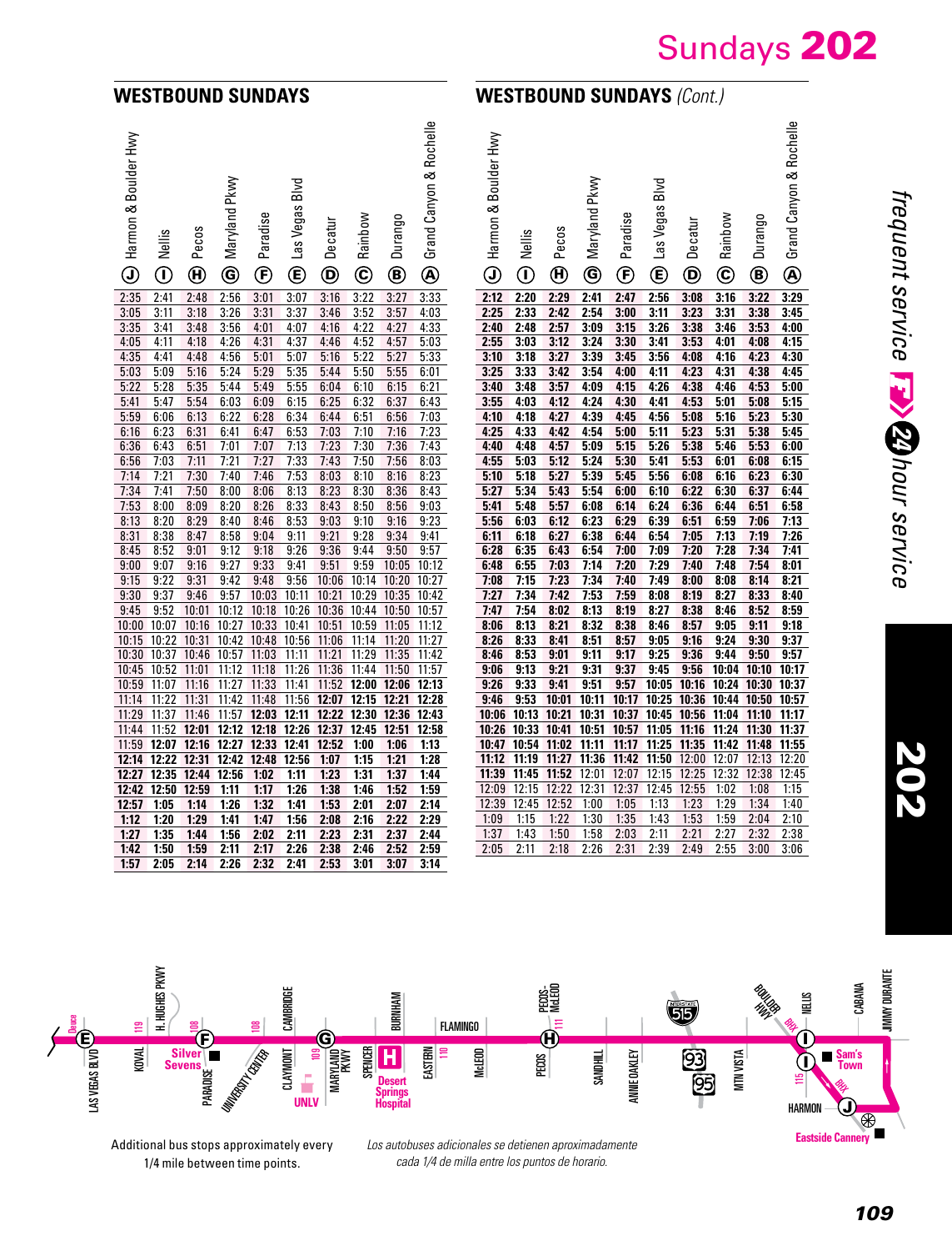# Sundays 202

## WESTBOUND SUNDAYS

| Harmon & Boulder Hwy (J) | Nellis (I) | Pecos (H) | Maryland Pkwy (G) | Paradise (F) | Las Vegas Blvd (E) | Decatur (D) | Rainbow (C) | Durango (B) | Grand Canyon & Rochelle (A) |
|---|---|---|---|---|---|---|---|---|---|
| 2:35 | 2:41 | 2:48 | 2:56 | 3:01 | 3:07 | 3:16 | 3:22 | 3:27 | 3:33 |
| 3:05 | 3:11 | 3:18 | 3:26 | 3:31 | 3:37 | 3:46 | 3:52 | 3:57 | 4:03 |
| 3:35 | 3:41 | 3:48 | 3:56 | 4:01 | 4:07 | 4:16 | 4:22 | 4:27 | 4:33 |
| 4:05 | 4:11 | 4:18 | 4:26 | 4:31 | 4:37 | 4:46 | 4:52 | 4:57 | 5:03 |
| 4:35 | 4:41 | 4:48 | 4:56 | 5:01 | 5:07 | 5:16 | 5:22 | 5:27 | 5:33 |
| 5:03 | 5:09 | 5:16 | 5:24 | 5:29 | 5:35 | 5:44 | 5:50 | 5:55 | 6:01 |
| 5:22 | 5:28 | 5:35 | 5:44 | 5:49 | 5:55 | 6:04 | 6:10 | 6:15 | 6:21 |
| 5:41 | 5:47 | 5:54 | 6:03 | 6:09 | 6:15 | 6:25 | 6:32 | 6:37 | 6:43 |
| 5:59 | 6:06 | 6:13 | 6:22 | 6:28 | 6:34 | 6:44 | 6:51 | 6:56 | 7:03 |
| 6:16 | 6:23 | 6:31 | 6:41 | 6:47 | 6:53 | 7:03 | 7:10 | 7:16 | 7:23 |
| 6:36 | 6:43 | 6:51 | 7:01 | 7:07 | 7:13 | 7:23 | 7:30 | 7:36 | 7:43 |
| 6:56 | 7:03 | 7:11 | 7:21 | 7:27 | 7:33 | 7:43 | 7:50 | 7:56 | 8:03 |
| 7:14 | 7:21 | 7:30 | 7:40 | 7:46 | 7:53 | 8:03 | 8:10 | 8:16 | 8:23 |
| 7:34 | 7:41 | 7:50 | 8:00 | 8:06 | 8:13 | 8:23 | 8:30 | 8:36 | 8:43 |
| 7:53 | 8:00 | 8:09 | 8:20 | 8:26 | 8:33 | 8:43 | 8:50 | 8:56 | 9:03 |
| 8:13 | 8:20 | 8:29 | 8:40 | 8:46 | 8:53 | 9:03 | 9:10 | 9:16 | 9:23 |
| 8:31 | 8:38 | 8:47 | 8:58 | 9:04 | 9:11 | 9:21 | 9:28 | 9:34 | 9:41 |
| 8:45 | 8:52 | 9:01 | 9:12 | 9:18 | 9:26 | 9:36 | 9:44 | 9:50 | 9:57 |
| 9:00 | 9:07 | 9:16 | 9:27 | 9:33 | 9:41 | 9:51 | 9:59 | 10:05 | 10:12 |
| 9:15 | 9:22 | 9:31 | 9:42 | 9:48 | 9:56 | 10:06 | 10:14 | 10:20 | 10:27 |
| 9:30 | 9:37 | 9:46 | 9:57 | 10:03 | 10:11 | 10:21 | 10:29 | 10:35 | 10:42 |
| 9:45 | 9:52 | 10:01 | 10:12 | 10:18 | 10:26 | 10:36 | 10:44 | 10:50 | 10:57 |
| 10:00 | 10:07 | 10:16 | 10:27 | 10:33 | 10:41 | 10:51 | 10:59 | 11:05 | 11:12 |
| 10:15 | 10:22 | 10:31 | 10:42 | 10:48 | 10:56 | 11:06 | 11:14 | 11:20 | 11:27 |
| 10:30 | 10:37 | 10:46 | 10:57 | 11:03 | 11:11 | 11:21 | 11:29 | 11:35 | 11:42 |
| 10:45 | 10:52 | 11:01 | 11:12 | 11:18 | 11:26 | 11:36 | 11:44 | 11:50 | 11:57 |
| 10:59 | 11:07 | 11:16 | 11:27 | 11:33 | 11:41 | 11:52 | **12:00** | **12:06** | **12:13** |
| 11:14 | 11:22 | 11:31 | 11:42 | 11:48 | 11:56 | **12:07** | **12:15** | **12:21** | **12:28** |
| 11:29 | 11:37 | 11:46 | 11:57 | **12:03** | **12:11** | **12:22** | **12:30** | **12:36** | **12:43** |
| 11:44 | 11:52 | **12:01** | **12:12** | **12:18** | **12:26** | **12:37** | **12:45** | **12:51** | **12:58** |
| 11:59 | **12:07** | **12:16** | **12:27** | **12:33** | **12:41** | **12:52** | **1:00** | **1:06** | **1:13** |
| **12:14** | **12:22** | **12:31** | **12:42** | **12:48** | **12:56** | **1:07** | **1:15** | **1:21** | **1:28** |
| **12:27** | **12:35** | **12:44** | **12:56** | **1:02** | **1:11** | **1:23** | **1:31** | **1:37** | **1:44** |
| **12:42** | **12:50** | **12:59** | **1:11** | **1:17** | **1:26** | **1:38** | **1:46** | **1:52** | **1:59** |
| **12:57** | **1:05** | **1:14** | **1:26** | **1:32** | **1:41** | **1:53** | **2:01** | **2:07** | **2:14** |
| **1:12** | **1:20** | **1:29** | **1:41** | **1:47** | **1:56** | **2:08** | **2:16** | **2:22** | **2:29** |
| **1:27** | **1:35** | **1:44** | **1:56** | **2:02** | **2:11** | **2:23** | **2:31** | **2:37** | **2:44** |
| **1:42** | **1:50** | **1:59** | **2:11** | **2:17** | **2:26** | **2:38** | **2:46** | **2:52** | **2:59** |
| **1:57** | **2:05** | **2:14** | **2:26** | **2:32** | **2:41** | **2:53** | **3:01** | **3:07** | **3:14** |

## WESTBOUND SUNDAYS *(Cont.)*

| Harmon & Boulder Hwy (J) | Nellis (I) | Pecos (H) | Maryland Pkwy (G) | Paradise (F) | Las Vegas Blvd (E) | Decatur (D) | Rainbow (C) | Durango (B) | Grand Canyon & Rochelle (A) |
|---|---|---|---|---|---|---|---|---|---|
| **2:12** | **2:20** | **2:29** | **2:41** | **2:47** | **2:56** | **3:08** | **3:16** | **3:22** | **3:29** |
| **2:25** | **2:33** | **2:42** | **2:54** | **3:00** | **3:11** | **3:23** | **3:31** | **3:38** | **3:45** |
| **2:40** | **2:48** | **2:57** | **3:09** | **3:15** | **3:26** | **3:38** | **3:46** | **3:53** | **4:00** |
| **2:55** | **3:03** | **3:12** | **3:24** | **3:30** | **3:41** | **3:53** | **4:01** | **4:08** | **4:15** |
| **3:10** | **3:18** | **3:27** | **3:39** | **3:45** | **3:56** | **4:08** | **4:16** | **4:23** | **4:30** |
| **3:25** | **3:33** | **3:42** | **3:54** | **4:00** | **4:11** | **4:23** | **4:31** | **4:38** | **4:45** |
| **3:40** | **3:48** | **3:57** | **4:09** | **4:15** | **4:26** | **4:38** | **4:46** | **4:53** | **5:00** |
| **3:55** | **4:03** | **4:12** | **4:24** | **4:30** | **4:41** | **4:53** | **5:01** | **5:08** | **5:15** |
| **4:10** | **4:18** | **4:27** | **4:39** | **4:45** | **4:56** | **5:08** | **5:16** | **5:23** | **5:30** |
| **4:25** | **4:33** | **4:42** | **4:54** | **5:00** | **5:11** | **5:23** | **5:31** | **5:38** | **5:45** |
| **4:40** | **4:48** | **4:57** | **5:09** | **5:15** | **5:26** | **5:38** | **5:46** | **5:53** | **6:00** |
| **4:55** | **5:03** | **5:12** | **5:24** | **5:30** | **5:41** | **5:53** | **6:01** | **6:08** | **6:15** |
| **5:10** | **5:18** | **5:27** | **5:39** | **5:45** | **5:56** | **6:08** | **6:16** | **6:23** | **6:30** |
| **5:27** | **5:34** | **5:43** | **5:54** | **6:00** | **6:10** | **6:22** | **6:30** | **6:37** | **6:44** |
| **5:41** | **5:48** | **5:57** | **6:08** | **6:14** | **6:24** | **6:36** | **6:44** | **6:51** | **6:58** |
| **5:56** | **6:03** | **6:12** | **6:23** | **6:29** | **6:39** | **6:51** | **6:59** | **7:06** | **7:13** |
| **6:11** | **6:18** | **6:27** | **6:38** | **6:44** | **6:54** | **7:05** | **7:13** | **7:19** | **7:26** |
| **6:28** | **6:35** | **6:43** | **6:54** | **7:00** | **7:09** | **7:20** | **7:28** | **7:34** | **7:41** |
| **6:48** | **6:55** | **7:03** | **7:14** | **7:20** | **7:29** | **7:40** | **7:48** | **7:54** | **8:01** |
| **7:08** | **7:15** | **7:23** | **7:34** | **7:40** | **7:49** | **8:00** | **8:08** | **8:14** | **8:21** |
| **7:27** | **7:34** | **7:42** | **7:53** | **7:59** | **8:08** | **8:19** | **8:27** | **8:33** | **8:40** |
| **7:47** | **7:54** | **8:02** | **8:13** | **8:19** | **8:27** | **8:38** | **8:46** | **8:52** | **8:59** |
| **8:06** | **8:13** | **8:21** | **8:32** | **8:38** | **8:46** | **8:57** | **9:05** | **9:11** | **9:18** |
| **8:26** | **8:33** | **8:41** | **8:51** | **8:57** | **9:05** | **9:16** | **9:24** | **9:30** | **9:37** |
| **8:46** | **8:53** | **9:01** | **9:11** | **9:17** | **9:25** | **9:36** | **9:44** | **9:50** | **9:57** |
| **9:06** | **9:13** | **9:21** | **9:31** | **9:37** | **9:45** | **9:56** | **10:04** | **10:10** | **10:17** |
| **9:26** | **9:33** | **9:41** | **9:51** | **9:57** | **10:05** | **10:16** | **10:24** | **10:30** | **10:37** |
| **9:46** | **9:53** | **10:01** | **10:11** | **10:17** | **10:25** | **10:36** | **10:44** | **10:50** | **10:57** |
| **10:06** | **10:13** | **10:21** | **10:31** | **10:37** | **10:45** | **10:56** | **11:04** | **11:10** | **11:17** |
| **10:26** | **10:33** | **10:41** | **10:51** | **10:57** | **11:05** | **11:16** | **11:24** | **11:30** | **11:37** |
| **10:47** | **10:54** | **11:02** | **11:11** | **11:17** | **11:25** | **11:35** | **11:42** | **11:48** | **11:55** |
| **11:12** | **11:19** | **11:27** | **11:36** | **11:42** | **11:50** | 12:00 | 12:07 | 12:13 | 12:20 |
| **11:39** | **11:45** | **11:52** | 12:01 | 12:07 | 12:15 | 12:25 | 12:32 | 12:38 | 12:45 |
| 12:09 | 12:15 | 12:22 | 12:31 | 12:37 | 12:45 | 12:55 | 1:02 | 1:08 | 1:15 |
| 12:39 | 12:45 | 12:52 | 1:00 | 1:05 | 1:13 | 1:23 | 1:29 | 1:34 | 1:40 |
| 1:09 | 1:15 | 1:22 | 1:30 | 1:35 | 1:43 | 1:53 | 1:59 | 2:04 | 2:10 |
| 1:37 | 1:43 | 1:50 | 1:58 | 2:03 | 2:11 | 2:21 | 2:27 | 2:32 | 2:38 |
| 2:05 | 2:11 | 2:18 | 2:26 | 2:31 | 2:39 | 2:49 | 2:55 | 3:00 | 3:06 |

*frequent service* · *24 hour service*

202

Additional bus stops approximately every 1/4 mile between time points.

*Los autobuses adicionales se detienen aproximadamente cada 1/4 de milla entre los puntos de horario.*